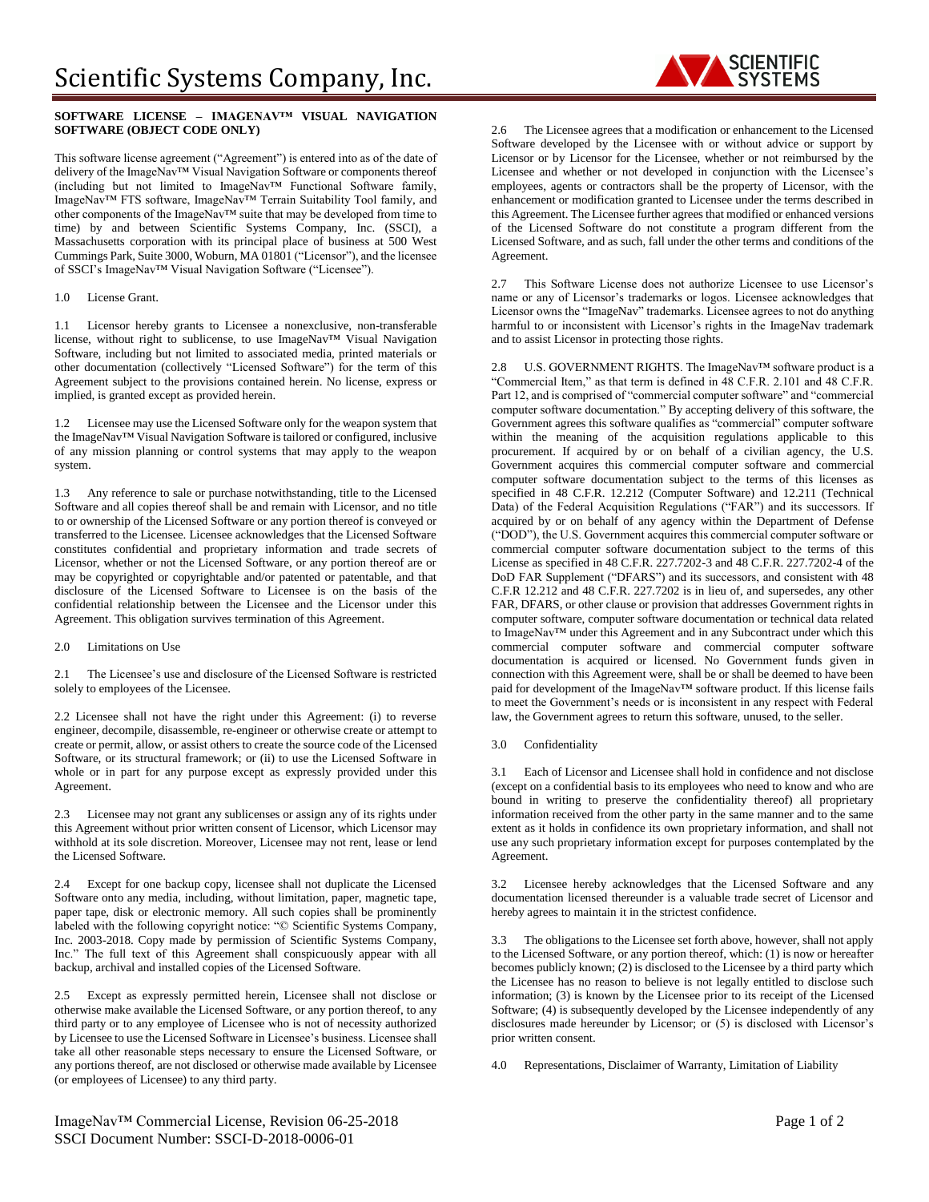**SOFTWARE LICENSE – IMAGENAV™ VISUAL NAVIGATION SOFTWARE (OBJECT CODE ONLY)**

This software license agreement ("Agreement") is entered into as of the date of delivery of the ImageNav™ Visual Navigation Software or components thereof (including but not limited to ImageNav™ Functional Software family, ImageNav™ FTS software, ImageNav™ Terrain Suitability Tool family, and other components of the ImageNav™ suite that may be developed from time to time) by and between Scientific Systems Company, Inc. (SSCI), a Massachusetts corporation with its principal place of business at 500 West Cummings Park, Suite 3000, Woburn, MA 01801 ("Licensor"), and the licensee of SSCI's ImageNav™ Visual Navigation Software ("Licensee").

1.0 License Grant.

1.1 Licensor hereby grants to Licensee a nonexclusive, non-transferable license, without right to sublicense, to use ImageNav™ Visual Navigation Software, including but not limited to associated media, printed materials or other documentation (collectively "Licensed Software") for the term of this Agreement subject to the provisions contained herein. No license, express or implied, is granted except as provided herein.

1.2 Licensee may use the Licensed Software only for the weapon system that the ImageNav™ Visual Navigation Software is tailored or configured, inclusive of any mission planning or control systems that may apply to the weapon system.

1.3 Any reference to sale or purchase notwithstanding, title to the Licensed Software and all copies thereof shall be and remain with Licensor, and no title to or ownership of the Licensed Software or any portion thereof is conveyed or transferred to the Licensee. Licensee acknowledges that the Licensed Software constitutes confidential and proprietary information and trade secrets of Licensor, whether or not the Licensed Software, or any portion thereof are or may be copyrighted or copyrightable and/or patented or patentable, and that disclosure of the Licensed Software to Licensee is on the basis of the confidential relationship between the Licensee and the Licensor under this Agreement. This obligation survives termination of this Agreement.

2.0 Limitations on Use

2.1 The Licensee's use and disclosure of the Licensed Software is restricted solely to employees of the Licensee.

2.2 Licensee shall not have the right under this Agreement: (i) to reverse engineer, decompile, disassemble, re-engineer or otherwise create or attempt to create or permit, allow, or assist others to create the source code of the Licensed Software, or its structural framework; or (ii) to use the Licensed Software in whole or in part for any purpose except as expressly provided under this Agreement.

2.3 Licensee may not grant any sublicenses or assign any of its rights under this Agreement without prior written consent of Licensor, which Licensor may withhold at its sole discretion. Moreover, Licensee may not rent, lease or lend the Licensed Software.

2.4 Except for one backup copy, licensee shall not duplicate the Licensed Software onto any media, including, without limitation, paper, magnetic tape, paper tape, disk or electronic memory. All such copies shall be prominently labeled with the following copyright notice: "© Scientific Systems Company, Inc. 2003-2018. Copy made by permission of Scientific Systems Company, Inc." The full text of this Agreement shall conspicuously appear with all backup, archival and installed copies of the Licensed Software.

2.5 Except as expressly permitted herein, Licensee shall not disclose or otherwise make available the Licensed Software, or any portion thereof, to any third party or to any employee of Licensee who is not of necessity authorized by Licensee to use the Licensed Software in Licensee's business. Licensee shall take all other reasonable steps necessary to ensure the Licensed Software, or any portions thereof, are not disclosed or otherwise made available by Licensee (or employees of Licensee) to any third party.

2.6 The Licensee agrees that a modification or enhancement to the Licensed Software developed by the Licensee with or without advice or support by Licensor or by Licensor for the Licensee, whether or not reimbursed by the Licensee and whether or not developed in conjunction with the Licensee's employees, agents or contractors shall be the property of Licensor, with the enhancement or modification granted to Licensee under the terms described in this Agreement. The Licensee further agrees that modified or enhanced versions of the Licensed Software do not constitute a program different from the Licensed Software, and as such, fall under the other terms and conditions of the Agreement.

2.7 This Software License does not authorize Licensee to use Licensor's name or any of Licensor's trademarks or logos. Licensee acknowledges that Licensor owns the "ImageNav" trademarks. Licensee agrees to not do anything harmful to or inconsistent with Licensor's rights in the ImageNav trademark and to assist Licensor in protecting those rights.

2.8 U.S. GOVERNMENT RIGHTS. The ImageNav™ software product is a "Commercial Item," as that term is defined in 48 C.F.R. 2.101 and 48 C.F.R. Part 12, and is comprised of "commercial computer software" and "commercial computer software documentation." By accepting delivery of this software, the Government agrees this software qualifies as "commercial" computer software within the meaning of the acquisition regulations applicable to this procurement. If acquired by or on behalf of a civilian agency, the U.S. Government acquires this commercial computer software and commercial computer software documentation subject to the terms of this licenses as specified in 48 C.F.R. 12.212 (Computer Software) and 12.211 (Technical Data) of the Federal Acquisition Regulations ("FAR") and its successors. If acquired by or on behalf of any agency within the Department of Defense ("DOD"), the U.S. Government acquires this commercial computer software or commercial computer software documentation subject to the terms of this License as specified in 48 C.F.R. 227.7202-3 and 48 C.F.R. 227.7202-4 of the DoD FAR Supplement ("DFARS") and its successors, and consistent with 48 C.F.R 12.212 and 48 C.F.R. 227.7202 is in lieu of, and supersedes, any other FAR, DFARS, or other clause or provision that addresses Government rights in computer software, computer software documentation or technical data related to ImageNav™ under this Agreement and in any Subcontract under which this commercial computer software and commercial computer software documentation is acquired or licensed. No Government funds given in connection with this Agreement were, shall be or shall be deemed to have been paid for development of the ImageNav™ software product. If this license fails to meet the Government's needs or is inconsistent in any respect with Federal law, the Government agrees to return this software, unused, to the seller.

3.0 Confidentiality

3.1 Each of Licensor and Licensee shall hold in confidence and not disclose (except on a confidential basis to its employees who need to know and who are bound in writing to preserve the confidentiality thereof) all proprietary information received from the other party in the same manner and to the same extent as it holds in confidence its own proprietary information, and shall not use any such proprietary information except for purposes contemplated by the Agreement.

3.2 Licensee hereby acknowledges that the Licensed Software and any documentation licensed thereunder is a valuable trade secret of Licensor and hereby agrees to maintain it in the strictest confidence.

3.3 The obligations to the Licensee set forth above, however, shall not apply to the Licensed Software, or any portion thereof, which: (1) is now or hereafter becomes publicly known; (2) is disclosed to the Licensee by a third party which the Licensee has no reason to believe is not legally entitled to disclose such information; (3) is known by the Licensee prior to its receipt of the Licensed Software; (4) is subsequently developed by the Licensee independently of any disclosures made hereunder by Licensor; or (5) is disclosed with Licensor's prior written consent.

4.0 Representations, Disclaimer of Warranty, Limitation of Liability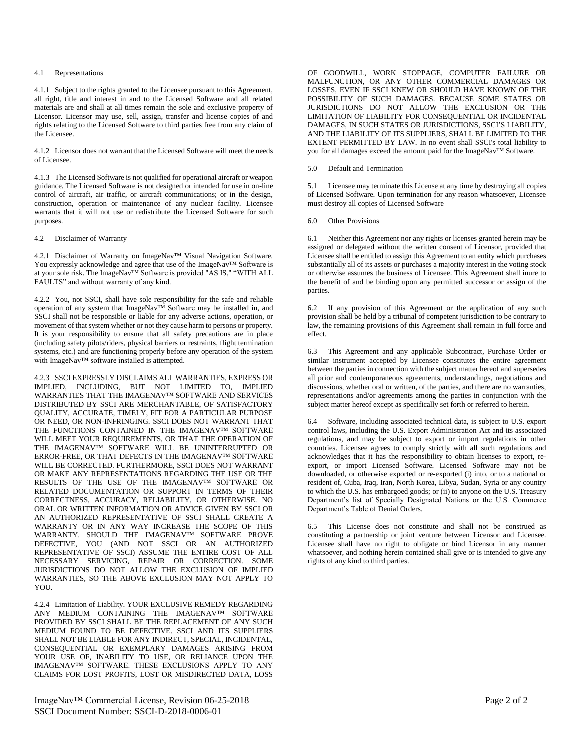4.1 Representations

4.1.1 Subject to the rights granted to the Licensee pursuant to this Agreement, all right, title and interest in and to the Licensed Software and all related materials are and shall at all times remain the sole and exclusive property of Licensor. Licensor may use, sell, assign, transfer and license copies of and rights relating to the Licensed Software to third parties free from any claim of the Licensee.

4.1.2 Licensor does not warrant that the Licensed Software will meet the needs of Licensee.

4.1.3 The Licensed Software is not qualified for operational aircraft or weapon guidance. The Licensed Software is not designed or intended for use in on-line control of aircraft, air traffic, or aircraft communications; or in the design, construction, operation or maintenance of any nuclear facility. Licensee warrants that it will not use or redistribute the Licensed Software for such purposes.

4.2 Disclaimer of Warranty

4.2.1 Disclaimer of Warranty on ImageNav™ Visual Navigation Software. You expressly acknowledge and agree that use of the ImageNav™ Software is at your sole risk. The ImageNav™ Software is provided "AS IS," "WITH ALL FAULTS" and without warranty of any kind.

4.2.2 You, not SSCI, shall have sole responsibility for the safe and reliable operation of any system that ImageNav™ Software may be installed in, and SSCI shall not be responsible or liable for any adverse actions, operation, or movement of that system whether or not they cause harm to persons or property. It is your responsibility to ensure that all safety precautions are in place (including safety pilots/riders, physical barriers or restraints, flight termination systems, etc.) and are functioning properly before any operation of the system with ImageNav™ software installed is attempted.

4.2.3 SSCI EXPRESSLY DISCLAIMS ALL WARRANTIES, EXPRESS OR IMPLIED, INCLUDING, BUT NOT LIMITED TO, IMPLIED WARRANTIES THAT THE IMAGENAV™ SOFTWARE AND SERVICES DISTRIBUTED BY SSCI ARE MERCHANTABLE, OF SATISFACTORY QUALITY, ACCURATE, TIMELY, FIT FOR A PARTICULAR PURPOSE OR NEED, OR NON-INFRINGING. SSCI DOES NOT WARRANT THAT THE FUNCTIONS CONTAINED IN THE IMAGENAV™ SOFTWARE WILL MEET YOUR REQUIREMENTS, OR THAT THE OPERATION OF THE IMAGENAV™ SOFTWARE WILL BE UNINTERRUPTED OR ERROR-FREE, OR THAT DEFECTS IN THE IMAGENAV™ SOFTWARE WILL BE CORRECTED. FURTHERMORE, SSCI DOES NOT WARRANT OR MAKE ANY REPRESENTATIONS REGARDING THE USE OR THE RESULTS OF THE USE OF THE IMAGENAV™ SOFTWARE OR RELATED DOCUMENTATION OR SUPPORT IN TERMS OF THEIR CORRECTNESS, ACCURACY, RELIABILITY, OR OTHERWISE. NO ORAL OR WRITTEN INFORMATION OR ADVICE GIVEN BY SSCI OR AN AUTHORIZED REPRESENTATIVE OF SSCI SHALL CREATE A WARRANTY OR IN ANY WAY INCREASE THE SCOPE OF THIS WARRANTY. SHOULD THE IMAGENAV™ SOFTWARE PROVE DEFECTIVE, YOU (AND NOT SSCI OR AN AUTHORIZED REPRESENTATIVE OF SSCI) ASSUME THE ENTIRE COST OF ALL NECESSARY SERVICING, REPAIR OR CORRECTION. SOME JURISDICTIONS DO NOT ALLOW THE EXCLUSION OF IMPLIED WARRANTIES, SO THE ABOVE EXCLUSION MAY NOT APPLY TO YOU.

4.2.4 Limitation of Liability. YOUR EXCLUSIVE REMEDY REGARDING ANY MEDIUM CONTAINING THE IMAGENAV™ SOFTWARE PROVIDED BY SSCI SHALL BE THE REPLACEMENT OF ANY SUCH MEDIUM FOUND TO BE DEFECTIVE. SSCI AND ITS SUPPLIERS SHALL NOT BE LIABLE FOR ANY INDIRECT, SPECIAL, INCIDENTAL, CONSEQUENTIAL OR EXEMPLARY DAMAGES ARISING FROM YOUR USE OF, INABILITY TO USE, OR RELIANCE UPON THE IMAGENAV™ SOFTWARE. THESE EXCLUSIONS APPLY TO ANY CLAIMS FOR LOST PROFITS, LOST OR MISDIRECTED DATA, LOSS OF GOODWILL, WORK STOPPAGE, COMPUTER FAILURE OR MALFUNCTION, OR ANY OTHER COMMERCIAL DAMAGES OR LOSSES, EVEN IF SSCI KNEW OR SHOULD HAVE KNOWN OF THE POSSIBILITY OF SUCH DAMAGES. BECAUSE SOME STATES OR JURISDICTIONS DO NOT ALLOW THE EXCLUSION OR THE LIMITATION OF LIABILITY FOR CONSEQUENTIAL OR INCIDENTAL DAMAGES, IN SUCH STATES OR JURISDICTIONS, SSCI'S LIABILITY, AND THE LIABILITY OF ITS SUPPLIERS, SHALL BE LIMITED TO THE EXTENT PERMITTED BY LAW. In no event shall SSCI's total liability to you for all damages exceed the amount paid for the ImageNav™ Software.

5.0 Default and Termination

5.1 Licensee may terminate this License at any time by destroying all copies of Licensed Software. Upon termination for any reason whatsoever, Licensee must destroy all copies of Licensed Software

6.0 Other Provisions

6.1 Neither this Agreement nor any rights or licenses granted herein may be assigned or delegated without the written consent of Licensor, provided that Licensee shall be entitled to assign this Agreement to an entity which purchases substantially all of its assets or purchases a majority interest in the voting stock or otherwise assumes the business of Licensee. This Agreement shall inure to the benefit of and be binding upon any permitted successor or assign of the parties.

6.2 If any provision of this Agreement or the application of any such provision shall be held by a tribunal of competent jurisdiction to be contrary to law, the remaining provisions of this Agreement shall remain in full force and effect.

6.3 This Agreement and any applicable Subcontract, Purchase Order or similar instrument accepted by Licensee constitutes the entire agreement between the parties in connection with the subject matter hereof and supersedes all prior and contemporaneous agreements, understandings, negotiations and discussions, whether oral or written, of the parties, and there are no warranties, representations and/or agreements among the parties in conjunction with the subject matter hereof except as specifically set forth or referred to herein.

6.4 Software, including associated technical data, is subject to U.S. export control laws, including the U.S. Export Administration Act and its associated regulations, and may be subject to export or import regulations in other countries. Licensee agrees to comply strictly with all such regulations and acknowledges that it has the responsibility to obtain licenses to export, re-export, or import Licensed Software. Licensed Software may not be downloaded, or otherwise exported or re-exported (i) into, or to a national or resident of, Cuba, Iraq, Iran, North Korea, Libya, Sudan, Syria or any country to which the U.S. has embargoed goods; or (ii) to anyone on the U.S. Treasury Department's list of Specially Designated Nations or the U.S. Commerce Department's Table of Denial Orders.

6.5 This License does not constitute and shall not be construed as constituting a partnership or joint venture between Licensor and Licensee. Licensee shall have no right to obligate or bind Licensor in any manner whatsoever, and nothing herein contained shall give or is intended to give any rights of any kind to third parties.